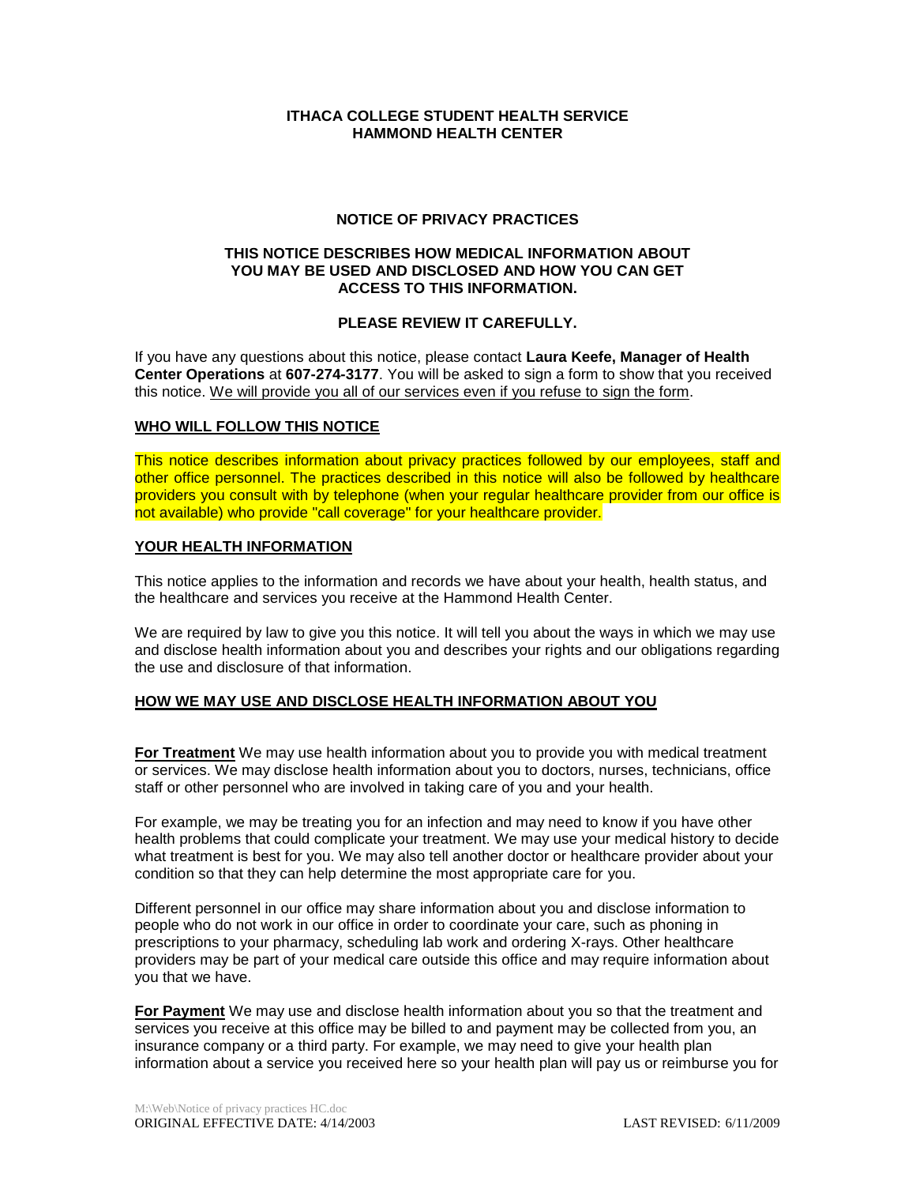**ITHACA COLLEGE STUDENT HEALTH SERVICE**
**HAMMOND HEALTH CENTER**

# NOTICE OF PRIVACY PRACTICES

**THIS NOTICE DESCRIBES HOW MEDICAL INFORMATION ABOUT YOU MAY BE USED AND DISCLOSED AND HOW YOU CAN GET ACCESS TO THIS INFORMATION.**

**PLEASE REVIEW IT CAREFULLY.**

If you have any questions about this notice, please contact **Laura Keefe, Manager of Health Center Operations** at **607-274-3177**. You will be asked to sign a form to show that you received this notice. We will provide you all of our services even if you refuse to sign the form.

## WHO WILL FOLLOW THIS NOTICE

This notice describes information about privacy practices followed by our employees, staff and other office personnel. The practices described in this notice will also be followed by healthcare providers you consult with by telephone (when your regular healthcare provider from our office is not available) who provide "call coverage" for your healthcare provider.

## YOUR HEALTH INFORMATION

This notice applies to the information and records we have about your health, health status, and the healthcare and services you receive at the Hammond Health Center.

We are required by law to give you this notice. It will tell you about the ways in which we may use and disclose health information about you and describes your rights and our obligations regarding the use and disclosure of that information.

## HOW WE MAY USE AND DISCLOSE HEALTH INFORMATION ABOUT YOU

**For Treatment** We may use health information about you to provide you with medical treatment or services. We may disclose health information about you to doctors, nurses, technicians, office staff or other personnel who are involved in taking care of you and your health.

For example, we may be treating you for an infection and may need to know if you have other health problems that could complicate your treatment. We may use your medical history to decide what treatment is best for you. We may also tell another doctor or healthcare provider about your condition so that they can help determine the most appropriate care for you.

Different personnel in our office may share information about you and disclose information to people who do not work in our office in order to coordinate your care, such as phoning in prescriptions to your pharmacy, scheduling lab work and ordering X-rays. Other healthcare providers may be part of your medical care outside this office and may require information about you that we have.

**For Payment** We may use and disclose health information about you so that the treatment and services you receive at this office may be billed to and payment may be collected from you, an insurance company or a third party. For example, we may need to give your health plan information about a service you received here so your health plan will pay us or reimburse you for

M:\Web\Notice of privacy practices HC.doc
ORIGINAL EFFECTIVE DATE: 4/14/2003 LAST REVISED: 6/11/2009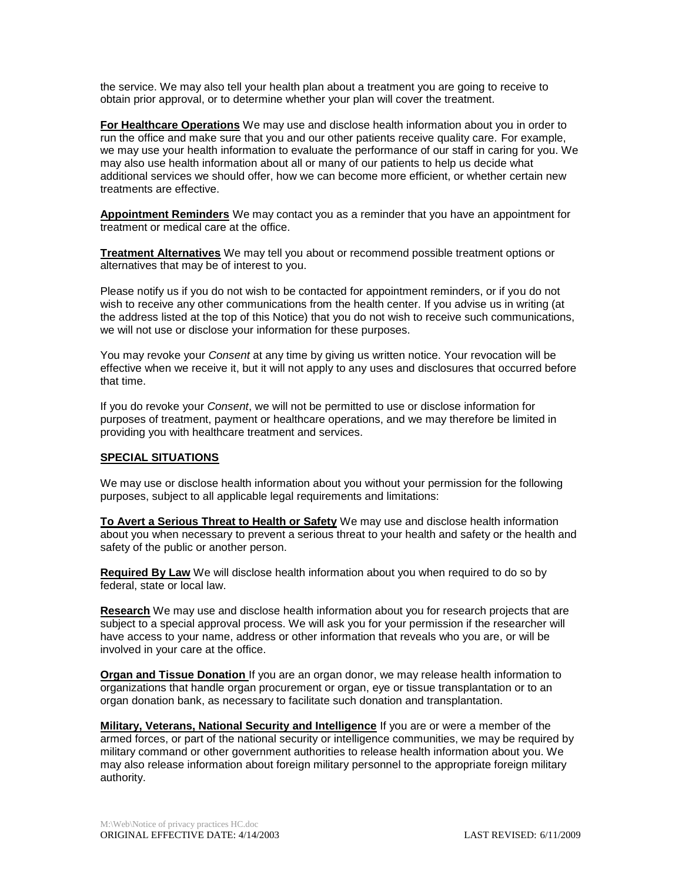the service. We may also tell your health plan about a treatment you are going to receive to obtain prior approval, or to determine whether your plan will cover the treatment.

**For Healthcare Operations** We may use and disclose health information about you in order to run the office and make sure that you and our other patients receive quality care. For example, we may use your health information to evaluate the performance of our staff in caring for you. We may also use health information about all or many of our patients to help us decide what additional services we should offer, how we can become more efficient, or whether certain new treatments are effective.

**Appointment Reminders** We may contact you as a reminder that you have an appointment for treatment or medical care at the office.

**Treatment Alternatives** We may tell you about or recommend possible treatment options or alternatives that may be of interest to you.

Please notify us if you do not wish to be contacted for appointment reminders, or if you do not wish to receive any other communications from the health center. If you advise us in writing (at the address listed at the top of this Notice) that you do not wish to receive such communications, we will not use or disclose your information for these purposes.

You may revoke your *Consent* at any time by giving us written notice. Your revocation will be effective when we receive it, but it will not apply to any uses and disclosures that occurred before that time.

If you do revoke your *Consent*, we will not be permitted to use or disclose information for purposes of treatment, payment or healthcare operations, and we may therefore be limited in providing you with healthcare treatment and services.

## SPECIAL SITUATIONS

We may use or disclose health information about you without your permission for the following purposes, subject to all applicable legal requirements and limitations:

**To Avert a Serious Threat to Health or Safety** We may use and disclose health information about you when necessary to prevent a serious threat to your health and safety or the health and safety of the public or another person.

**Required By Law** We will disclose health information about you when required to do so by federal, state or local law.

**Research** We may use and disclose health information about you for research projects that are subject to a special approval process. We will ask you for your permission if the researcher will have access to your name, address or other information that reveals who you are, or will be involved in your care at the office.

**Organ and Tissue Donation** If you are an organ donor, we may release health information to organizations that handle organ procurement or organ, eye or tissue transplantation or to an organ donation bank, as necessary to facilitate such donation and transplantation.

**Military, Veterans, National Security and Intelligence** If you are or were a member of the armed forces, or part of the national security or intelligence communities, we may be required by military command or other government authorities to release health information about you. We may also release information about foreign military personnel to the appropriate foreign military authority.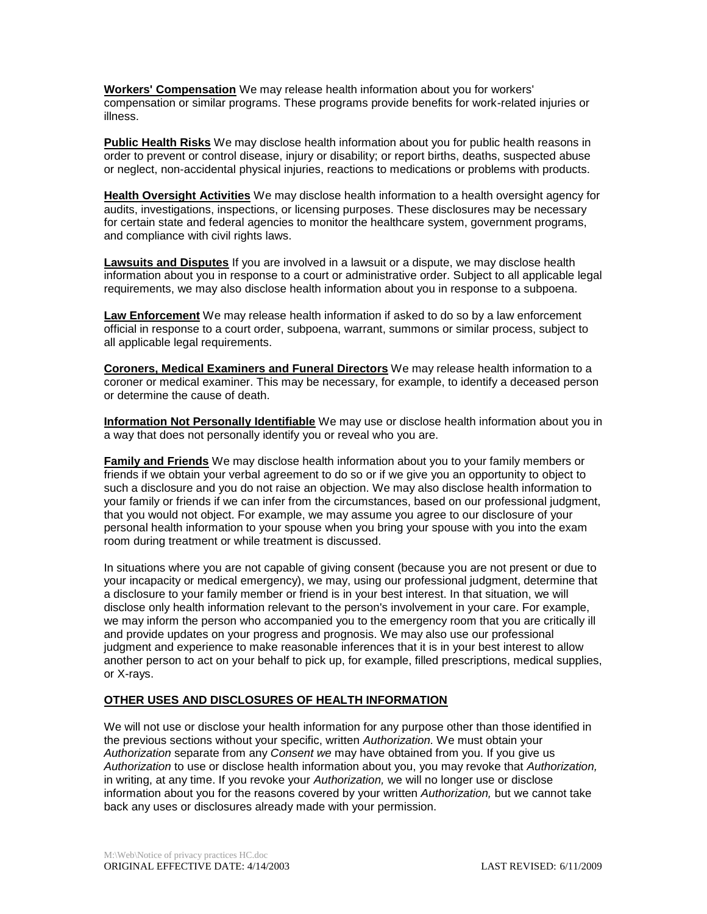**Workers' Compensation** We may release health information about you for workers' compensation or similar programs. These programs provide benefits for work-related injuries or illness.

**Public Health Risks** We may disclose health information about you for public health reasons in order to prevent or control disease, injury or disability; or report births, deaths, suspected abuse or neglect, non-accidental physical injuries, reactions to medications or problems with products.

**Health Oversight Activities** We may disclose health information to a health oversight agency for audits, investigations, inspections, or licensing purposes. These disclosures may be necessary for certain state and federal agencies to monitor the healthcare system, government programs, and compliance with civil rights laws.

**Lawsuits and Disputes** If you are involved in a lawsuit or a dispute, we may disclose health information about you in response to a court or administrative order. Subject to all applicable legal requirements, we may also disclose health information about you in response to a subpoena.

**Law Enforcement** We may release health information if asked to do so by a law enforcement official in response to a court order, subpoena, warrant, summons or similar process, subject to all applicable legal requirements.

**Coroners, Medical Examiners and Funeral Directors** We may release health information to a coroner or medical examiner. This may be necessary, for example, to identify a deceased person or determine the cause of death.

**Information Not Personally Identifiable** We may use or disclose health information about you in a way that does not personally identify you or reveal who you are.

**Family and Friends** We may disclose health information about you to your family members or friends if we obtain your verbal agreement to do so or if we give you an opportunity to object to such a disclosure and you do not raise an objection. We may also disclose health information to your family or friends if we can infer from the circumstances, based on our professional judgment, that you would not object. For example, we may assume you agree to our disclosure of your personal health information to your spouse when you bring your spouse with you into the exam room during treatment or while treatment is discussed.

In situations where you are not capable of giving consent (because you are not present or due to your incapacity or medical emergency), we may, using our professional judgment, determine that a disclosure to your family member or friend is in your best interest. In that situation, we will disclose only health information relevant to the person's involvement in your care. For example, we may inform the person who accompanied you to the emergency room that you are critically ill and provide updates on your progress and prognosis. We may also use our professional judgment and experience to make reasonable inferences that it is in your best interest to allow another person to act on your behalf to pick up, for example, filled prescriptions, medical supplies, or X-rays.

## OTHER USES AND DISCLOSURES OF HEALTH INFORMATION

We will not use or disclose your health information for any purpose other than those identified in the previous sections without your specific, written *Authorization.* We must obtain your *Authorization* separate from any *Consent we* may have obtained from you. If you give us *Authorization* to use or disclose health information about you, you may revoke that *Authorization,* in writing, at any time. If you revoke your *Authorization,* we will no longer use or disclose information about you for the reasons covered by your written *Authorization,* but we cannot take back any uses or disclosures already made with your permission.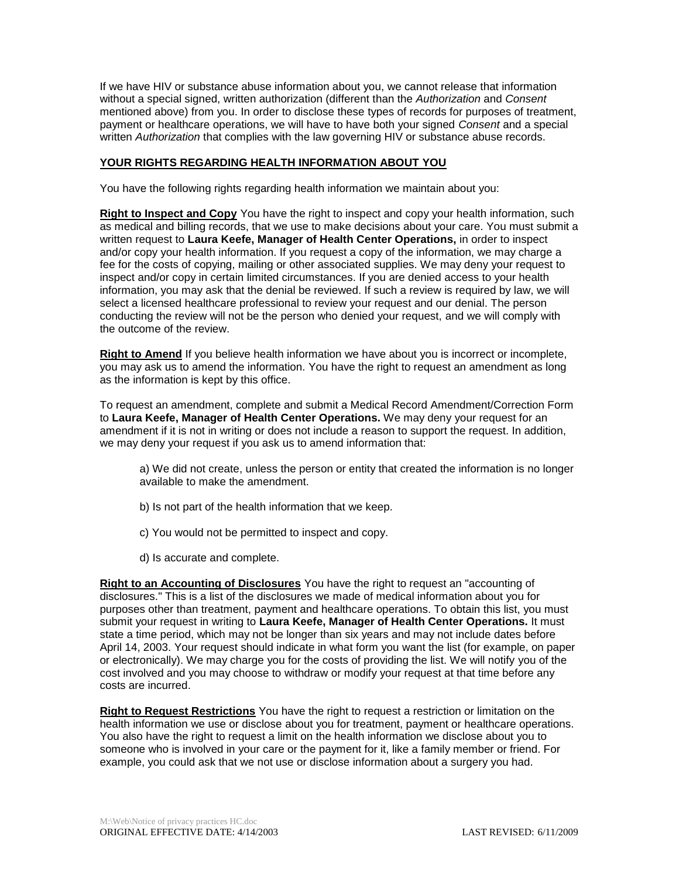If we have HIV or substance abuse information about you, we cannot release that information without a special signed, written authorization (different than the *Authorization* and *Consent* mentioned above) from you. In order to disclose these types of records for purposes of treatment, payment or healthcare operations, we will have to have both your signed *Consent* and a special written *Authorization* that complies with the law governing HIV or substance abuse records.

## YOUR RIGHTS REGARDING HEALTH INFORMATION ABOUT YOU

You have the following rights regarding health information we maintain about you:

**Right to Inspect and Copy** You have the right to inspect and copy your health information, such as medical and billing records, that we use to make decisions about your care. You must submit a written request to **Laura Keefe, Manager of Health Center Operations,** in order to inspect and/or copy your health information. If you request a copy of the information, we may charge a fee for the costs of copying, mailing or other associated supplies. We may deny your request to inspect and/or copy in certain limited circumstances. If you are denied access to your health information, you may ask that the denial be reviewed. If such a review is required by law, we will select a licensed healthcare professional to review your request and our denial. The person conducting the review will not be the person who denied your request, and we will comply with the outcome of the review.

**Right to Amend** If you believe health information we have about you is incorrect or incomplete, you may ask us to amend the information. You have the right to request an amendment as long as the information is kept by this office.

To request an amendment, complete and submit a Medical Record Amendment/Correction Form to **Laura Keefe, Manager of Health Center Operations.** We may deny your request for an amendment if it is not in writing or does not include a reason to support the request. In addition, we may deny your request if you ask us to amend information that:

a) We did not create, unless the person or entity that created the information is no longer available to make the amendment.

b) Is not part of the health information that we keep.

c) You would not be permitted to inspect and copy.

d) Is accurate and complete.

**Right to an Accounting of Disclosures** You have the right to request an "accounting of disclosures." This is a list of the disclosures we made of medical information about you for purposes other than treatment, payment and healthcare operations. To obtain this list, you must submit your request in writing to **Laura Keefe, Manager of Health Center Operations.** It must state a time period, which may not be longer than six years and may not include dates before April 14, 2003. Your request should indicate in what form you want the list (for example, on paper or electronically). We may charge you for the costs of providing the list. We will notify you of the cost involved and you may choose to withdraw or modify your request at that time before any costs are incurred.

**Right to Request Restrictions** You have the right to request a restriction or limitation on the health information we use or disclose about you for treatment, payment or healthcare operations. You also have the right to request a limit on the health information we disclose about you to someone who is involved in your care or the payment for it, like a family member or friend. For example, you could ask that we not use or disclose information about a surgery you had.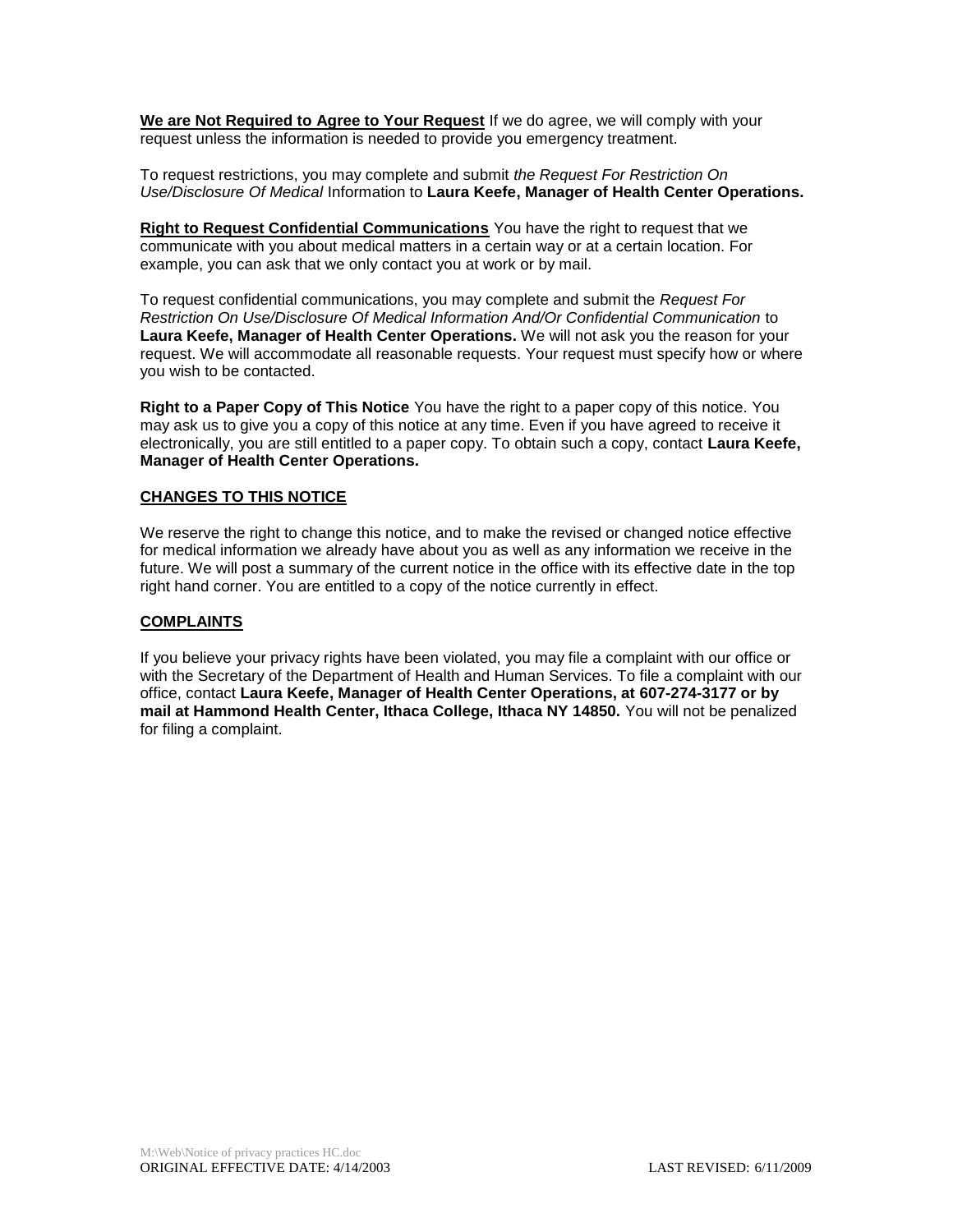**We are Not Required to Agree to Your Request** If we do agree, we will comply with your request unless the information is needed to provide you emergency treatment.

To request restrictions, you may complete and submit *the Request For Restriction On Use/Disclosure Of Medical* Information to **Laura Keefe, Manager of Health Center Operations.**

**Right to Request Confidential Communications** You have the right to request that we communicate with you about medical matters in a certain way or at a certain location. For example, you can ask that we only contact you at work or by mail.

To request confidential communications, you may complete and submit the *Request For Restriction On Use/Disclosure Of Medical Information And/Or Confidential Communication* to **Laura Keefe, Manager of Health Center Operations.** We will not ask you the reason for your request. We will accommodate all reasonable requests. Your request must specify how or where you wish to be contacted.

**Right to a Paper Copy of This Notice** You have the right to a paper copy of this notice. You may ask us to give you a copy of this notice at any time. Even if you have agreed to receive it electronically, you are still entitled to a paper copy. To obtain such a copy, contact **Laura Keefe, Manager of Health Center Operations.**

## CHANGES TO THIS NOTICE

We reserve the right to change this notice, and to make the revised or changed notice effective for medical information we already have about you as well as any information we receive in the future. We will post a summary of the current notice in the office with its effective date in the top right hand corner. You are entitled to a copy of the notice currently in effect.

## COMPLAINTS

If you believe your privacy rights have been violated, you may file a complaint with our office or with the Secretary of the Department of Health and Human Services. To file a complaint with our office, contact **Laura Keefe, Manager of Health Center Operations, at 607-274-3177 or by mail at Hammond Health Center, Ithaca College, Ithaca NY 14850.** You will not be penalized for filing a complaint.